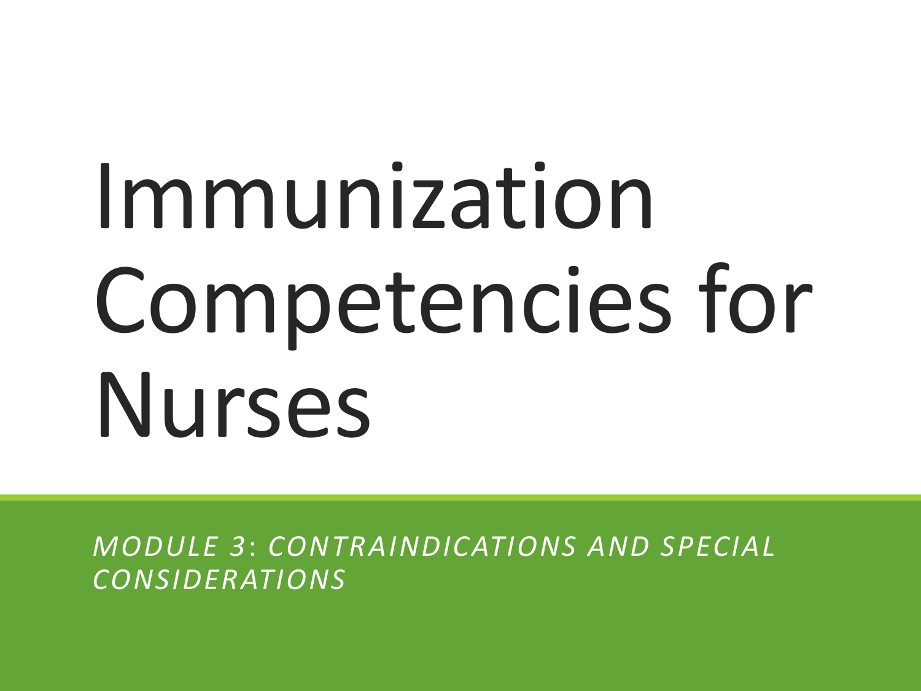# Immunization Competencies for Nurses

*MODULE 3: CONTRAINDICATIONS AND SPECIAL CONSIDERATIONS*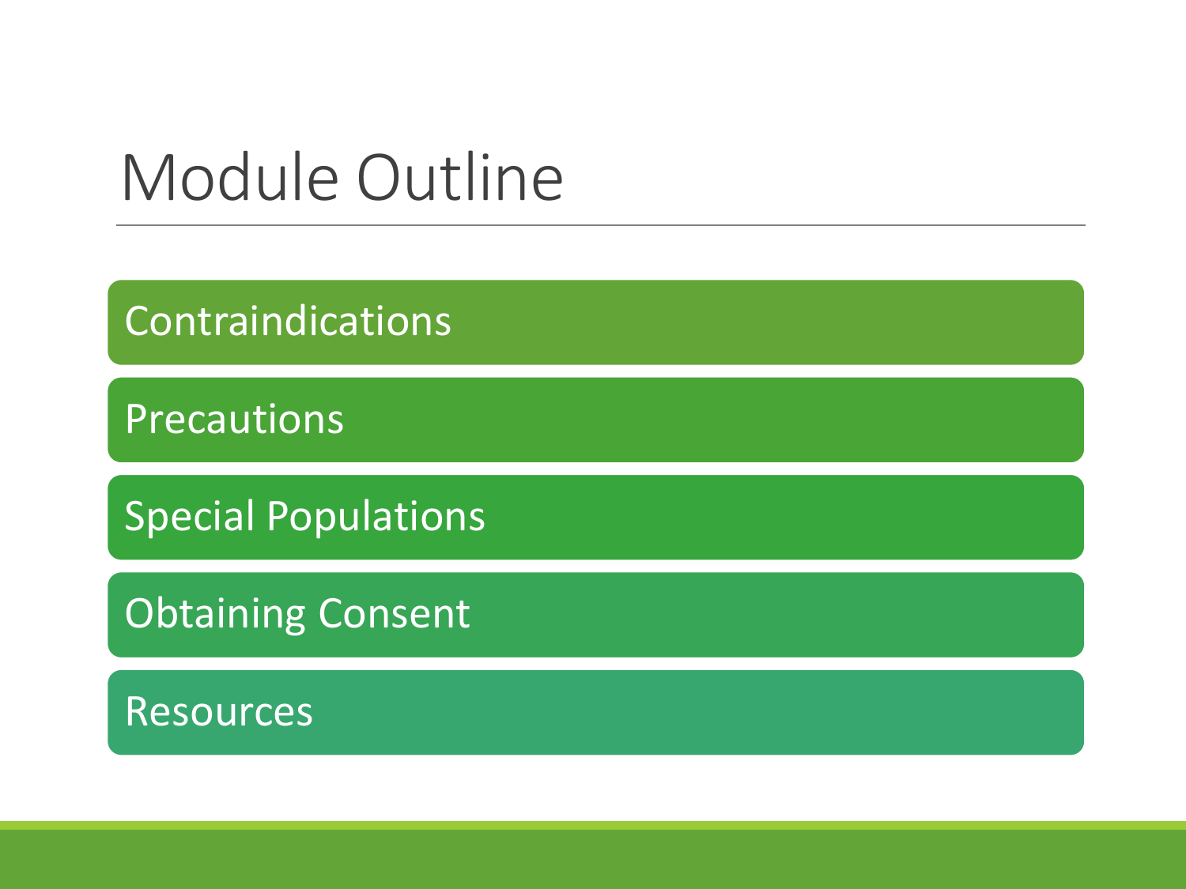# Module Outline

- Contraindications
- Precautions
- Special Populations
- Obtaining Consent
- Resources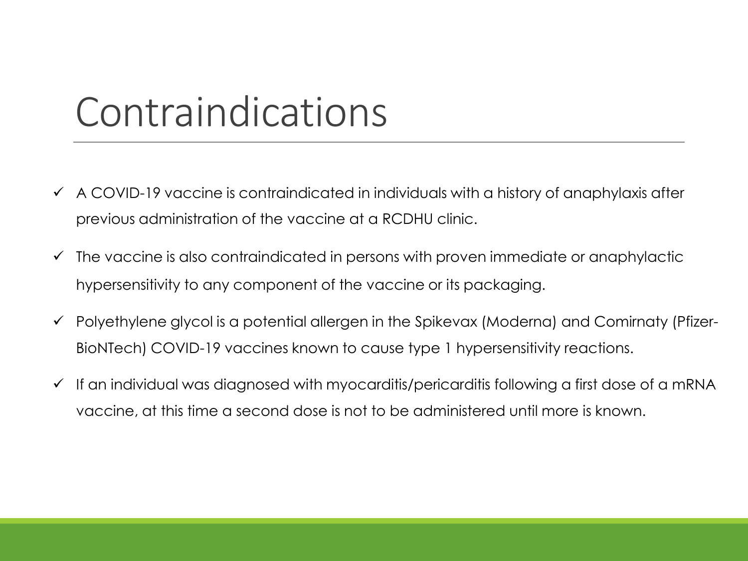# Contraindications

- ✓ A COVID-19 vaccine is contraindicated in individuals with a history of anaphylaxis after previous administration of the vaccine at a RCDHU clinic.
- ✓ The vaccine is also contraindicated in persons with proven immediate or anaphylactic hypersensitivity to any component of the vaccine or its packaging.
- ✓ Polyethylene glycol is a potential allergen in the Spikevax (Moderna) and Comirnaty (Pfizer-BioNTech) COVID-19 vaccines known to cause type 1 hypersensitivity reactions.
- ✓ If an individual was diagnosed with myocarditis/pericarditis following a first dose of a mRNA vaccine, at this time a second dose is not to be administered until more is known.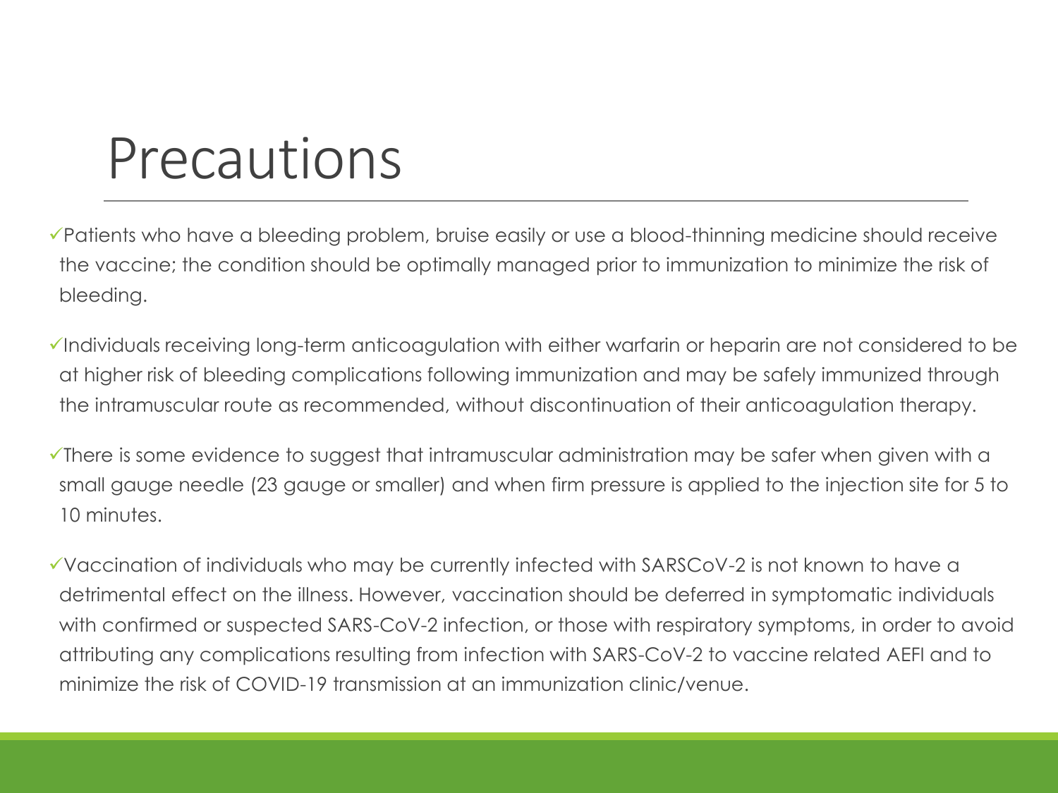# Precautions

- ✓Patients who have a bleeding problem, bruise easily or use a blood-thinning medicine should receive the vaccine; the condition should be optimally managed prior to immunization to minimize the risk of bleeding.
- ✓Individuals receiving long-term anticoagulation with either warfarin or heparin are not considered to be at higher risk of bleeding complications following immunization and may be safely immunized through the intramuscular route as recommended, without discontinuation of their anticoagulation therapy.
- ✓There is some evidence to suggest that intramuscular administration may be safer when given with a small gauge needle (23 gauge or smaller) and when firm pressure is applied to the injection site for 5 to 10 minutes.
- ✓Vaccination of individuals who may be currently infected with SARSCoV-2 is not known to have a detrimental effect on the illness. However, vaccination should be deferred in symptomatic individuals with confirmed or suspected SARS-CoV-2 infection, or those with respiratory symptoms, in order to avoid attributing any complications resulting from infection with SARS-CoV-2 to vaccine related AEFI and to minimize the risk of COVID-19 transmission at an immunization clinic/venue.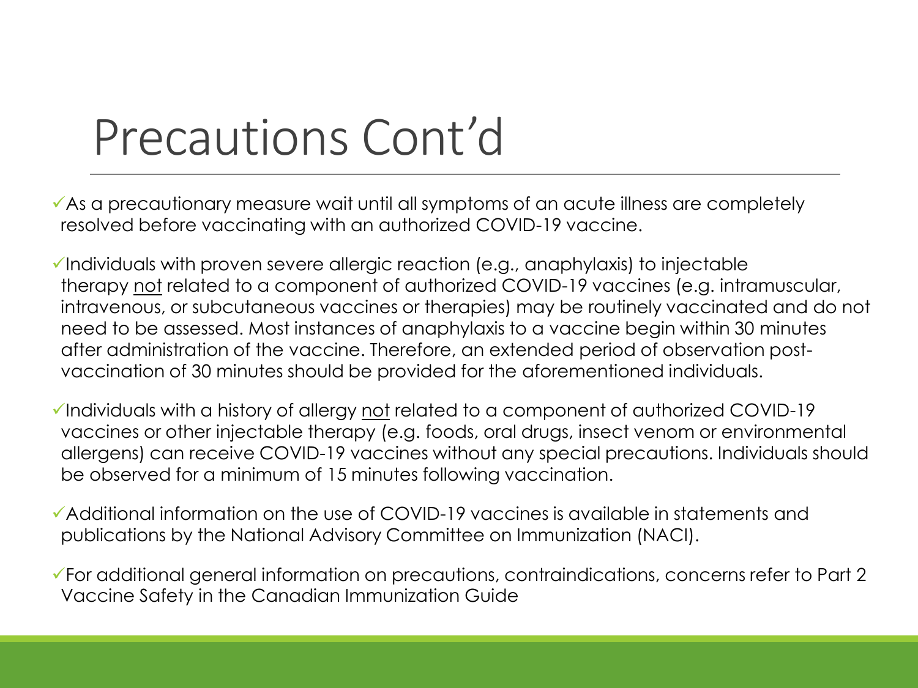# Precautions Cont'd

- As a precautionary measure wait until all symptoms of an acute illness are completely resolved before vaccinating with an authorized COVID-19 vaccine.
- Individuals with proven severe allergic reaction (e.g., anaphylaxis) to injectable therapy <u>not</u> related to a component of authorized COVID-19 vaccines (e.g. intramuscular, intravenous, or subcutaneous vaccines or therapies) may be routinely vaccinated and do not need to be assessed. Most instances of anaphylaxis to a vaccine begin within 30 minutes after administration of the vaccine. Therefore, an extended period of observation post-vaccination of 30 minutes should be provided for the aforementioned individuals.
- Individuals with a history of allergy <u>not</u> related to a component of authorized COVID-19 vaccines or other injectable therapy (e.g. foods, oral drugs, insect venom or environmental allergens) can receive COVID-19 vaccines without any special precautions. Individuals should be observed for a minimum of 15 minutes following vaccination.
- Additional information on the use of COVID-19 vaccines is available in statements and publications by the National Advisory Committee on Immunization (NACI).
- For additional general information on precautions, contraindications, concerns refer to Part 2 Vaccine Safety in the Canadian Immunization Guide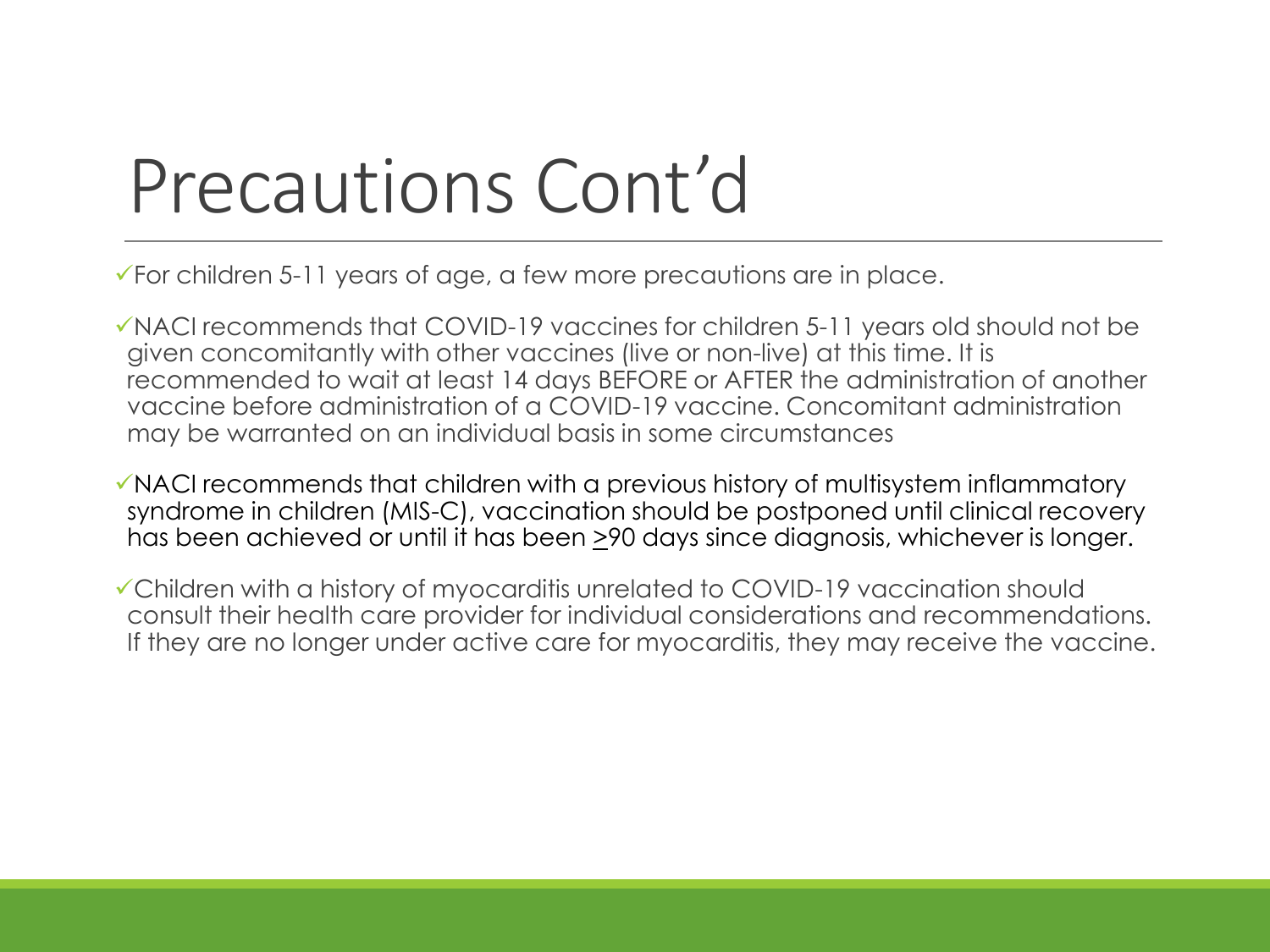# Precautions Cont'd

- ✓For children 5-11 years of age, a few more precautions are in place.
- ✓NACI recommends that COVID-19 vaccines for children 5-11 years old should not be given concomitantly with other vaccines (live or non-live) at this time. It is recommended to wait at least 14 days BEFORE or AFTER the administration of another vaccine before administration of a COVID-19 vaccine. Concomitant administration may be warranted on an individual basis in some circumstances
- ✓NACI recommends that children with a previous history of multisystem inflammatory syndrome in children (MIS-C), vaccination should be postponed until clinical recovery has been achieved or until it has been ≥90 days since diagnosis, whichever is longer.
- ✓Children with a history of myocarditis unrelated to COVID-19 vaccination should consult their health care provider for individual considerations and recommendations. If they are no longer under active care for myocarditis, they may receive the vaccine.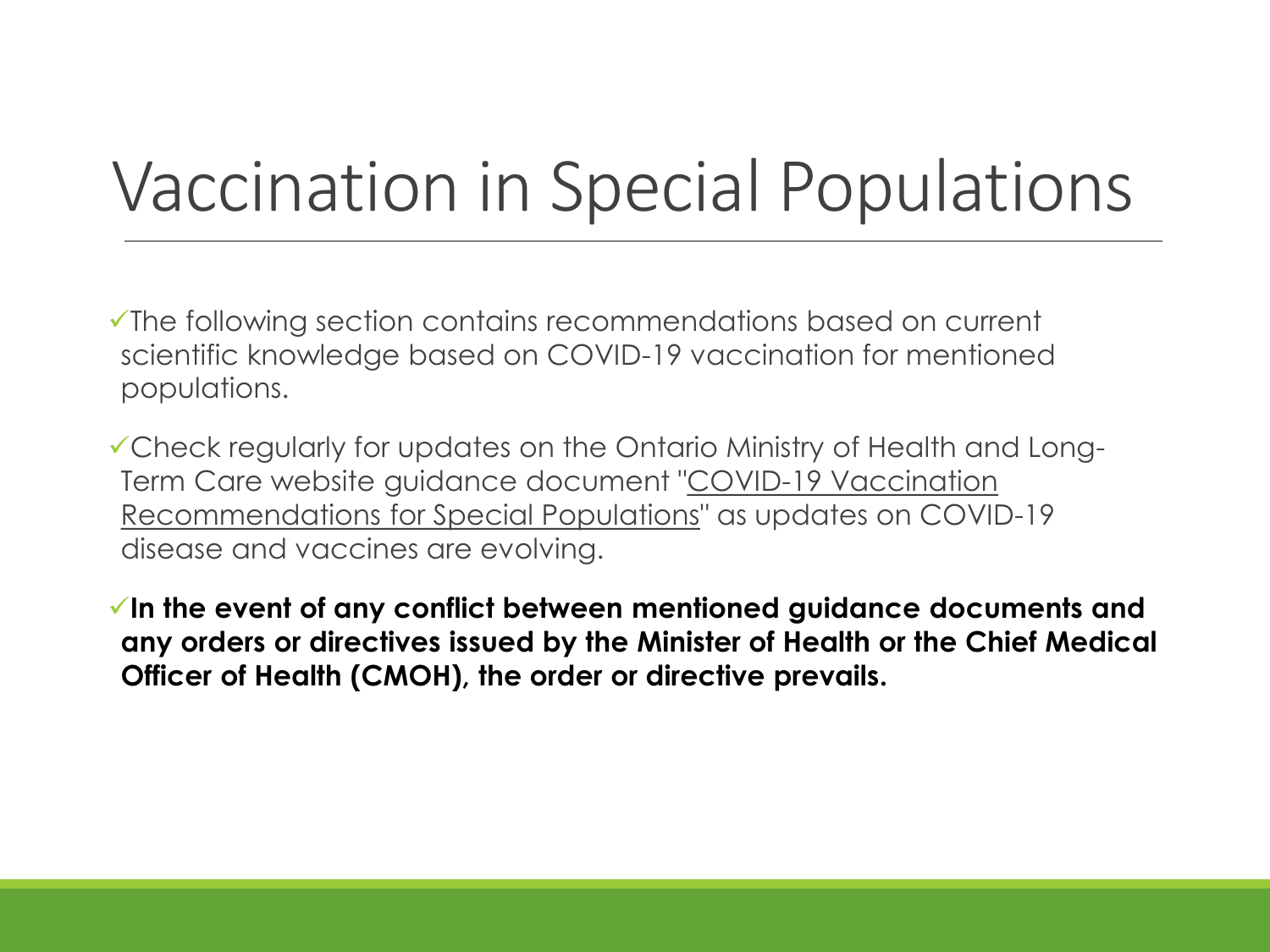# Vaccination in Special Populations

- ✓The following section contains recommendations based on current scientific knowledge based on COVID-19 vaccination for mentioned populations.
- ✓Check regularly for updates on the Ontario Ministry of Health and Long-Term Care website guidance document "COVID-19 Vaccination Recommendations for Special Populations" as updates on COVID-19 disease and vaccines are evolving.
- ✓**In the event of any conflict between mentioned guidance documents and any orders or directives issued by the Minister of Health or the Chief Medical Officer of Health (CMOH), the order or directive prevails.**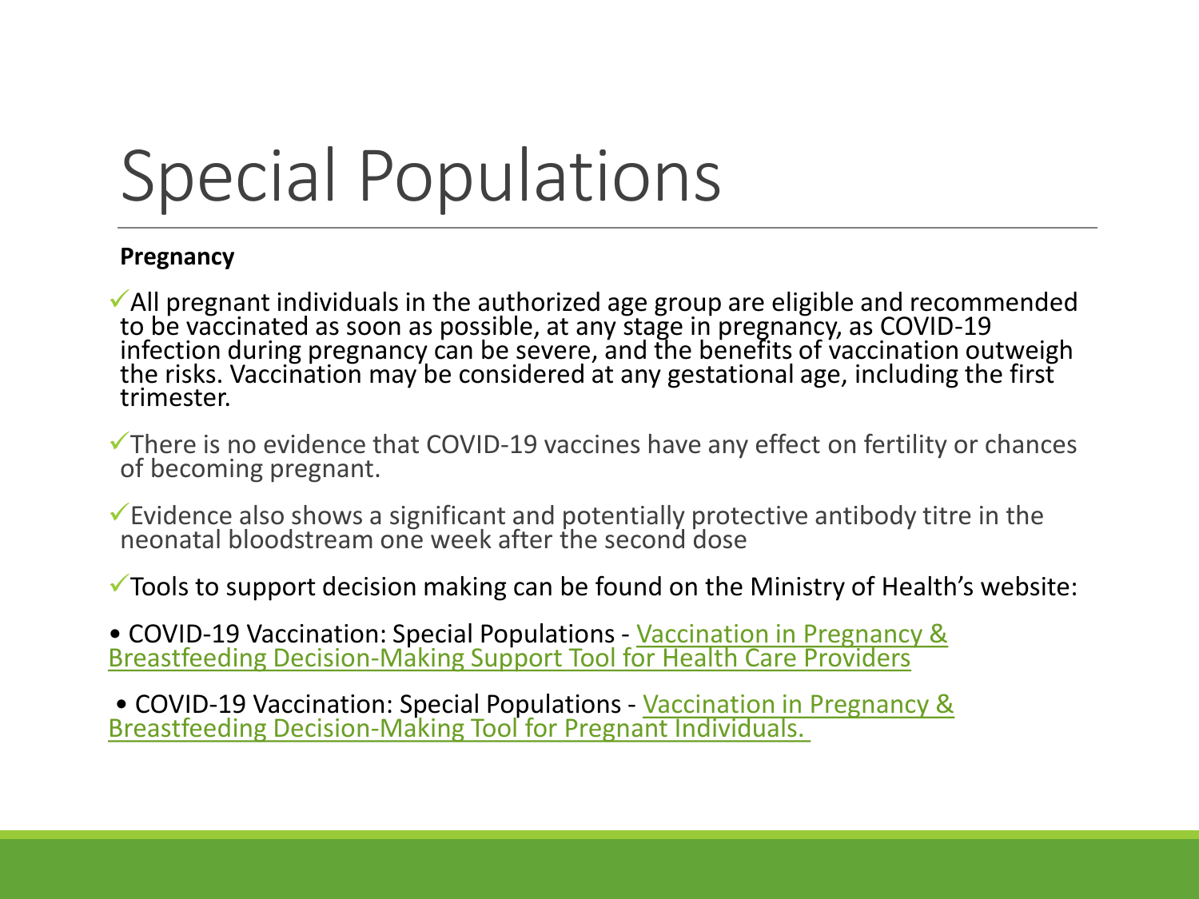# Special Populations

**Pregnancy**

- ✓All pregnant individuals in the authorized age group are eligible and recommended to be vaccinated as soon as possible, at any stage in pregnancy, as COVID-19 infection during pregnancy can be severe, and the benefits of vaccination outweigh the risks. Vaccination may be considered at any gestational age, including the first trimester.
- ✓There is no evidence that COVID-19 vaccines have any effect on fertility or chances of becoming pregnant.
- ✓Evidence also shows a significant and potentially protective antibody titre in the neonatal bloodstream one week after the second dose
- ✓Tools to support decision making can be found on the Ministry of Health's website:

• COVID-19 Vaccination: Special Populations - Vaccination in Pregnancy & Breastfeeding Decision-Making Support Tool for Health Care Providers

• COVID-19 Vaccination: Special Populations - Vaccination in Pregnancy & Breastfeeding Decision-Making Tool for Pregnant Individuals.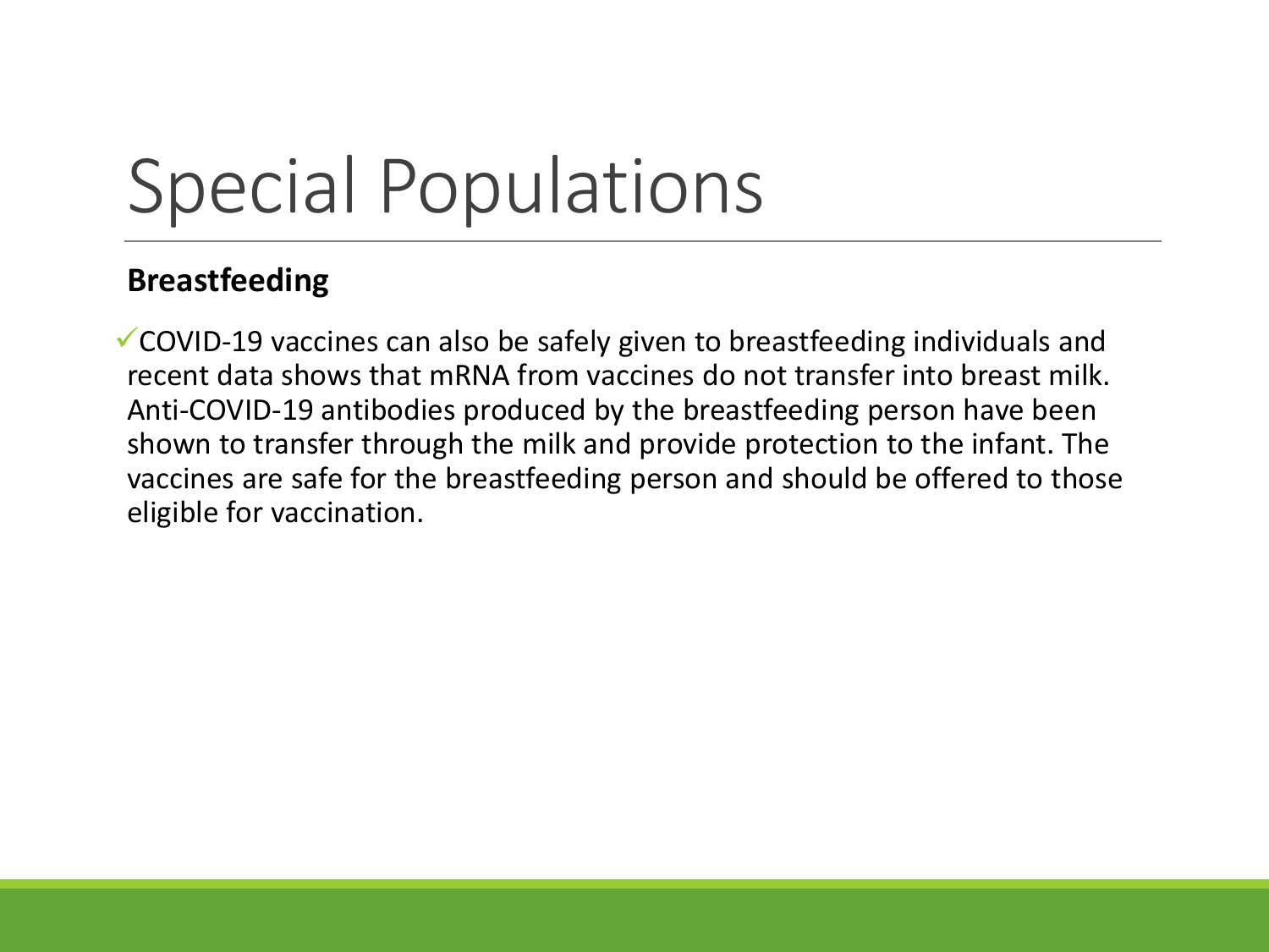# Special Populations

**Breastfeeding**

- ✓COVID-19 vaccines can also be safely given to breastfeeding individuals and recent data shows that mRNA from vaccines do not transfer into breast milk. Anti-COVID-19 antibodies produced by the breastfeeding person have been shown to transfer through the milk and provide protection to the infant. The vaccines are safe for the breastfeeding person and should be offered to those eligible for vaccination.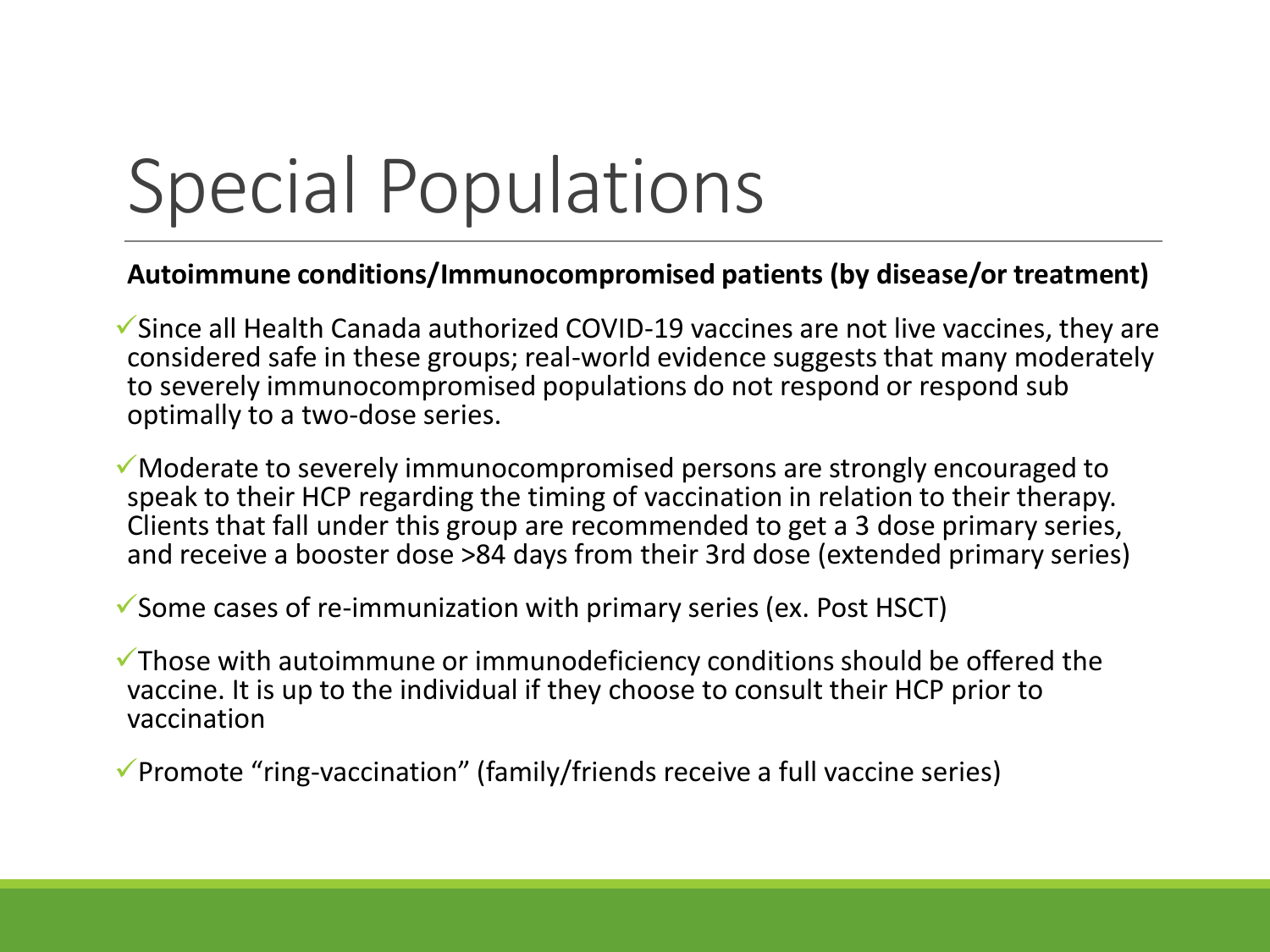# Special Populations

**Autoimmune conditions/Immunocompromised patients (by disease/or treatment)**

- ✓Since all Health Canada authorized COVID-19 vaccines are not live vaccines, they are considered safe in these groups; real-world evidence suggests that many moderately to severely immunocompromised populations do not respond or respond sub optimally to a two-dose series.
- ✓Moderate to severely immunocompromised persons are strongly encouraged to speak to their HCP regarding the timing of vaccination in relation to their therapy. Clients that fall under this group are recommended to get a 3 dose primary series, and receive a booster dose >84 days from their 3rd dose (extended primary series)
- ✓Some cases of re-immunization with primary series (ex. Post HSCT)
- ✓Those with autoimmune or immunodeficiency conditions should be offered the vaccine. It is up to the individual if they choose to consult their HCP prior to vaccination
- ✓Promote "ring-vaccination" (family/friends receive a full vaccine series)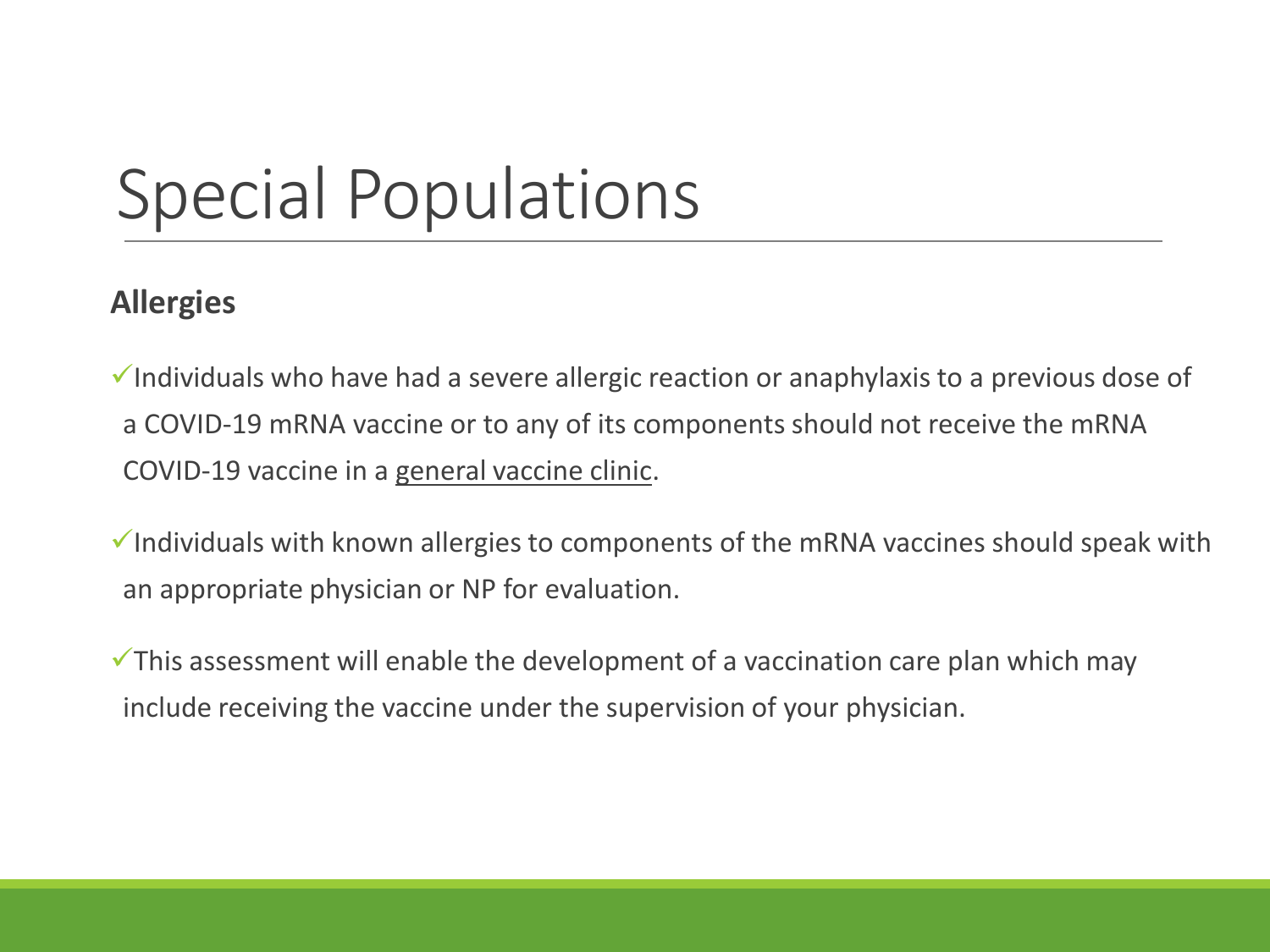# Special Populations

**Allergies**

- ✓Individuals who have had a severe allergic reaction or anaphylaxis to a previous dose of a COVID-19 mRNA vaccine or to any of its components should not receive the mRNA COVID-19 vaccine in a <u>general vaccine clinic</u>.
- ✓Individuals with known allergies to components of the mRNA vaccines should speak with an appropriate physician or NP for evaluation.
- ✓This assessment will enable the development of a vaccination care plan which may include receiving the vaccine under the supervision of your physician.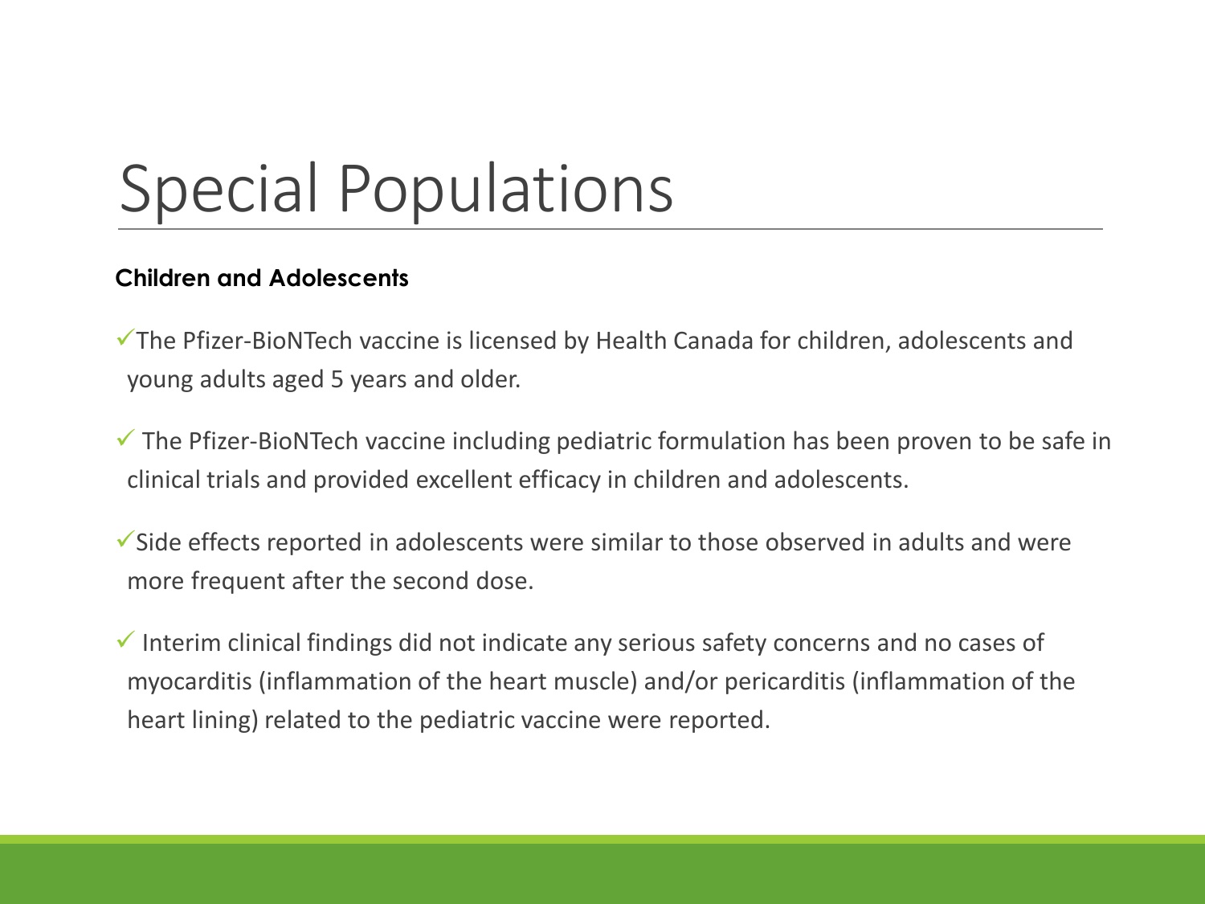# Special Populations

**Children and Adolescents**

- ✓The Pfizer-BioNTech vaccine is licensed by Health Canada for children, adolescents and young adults aged 5 years and older.
- ✓ The Pfizer-BioNTech vaccine including pediatric formulation has been proven to be safe in clinical trials and provided excellent efficacy in children and adolescents.
- ✓Side effects reported in adolescents were similar to those observed in adults and were more frequent after the second dose.
- ✓ Interim clinical findings did not indicate any serious safety concerns and no cases of myocarditis (inflammation of the heart muscle) and/or pericarditis (inflammation of the heart lining) related to the pediatric vaccine were reported.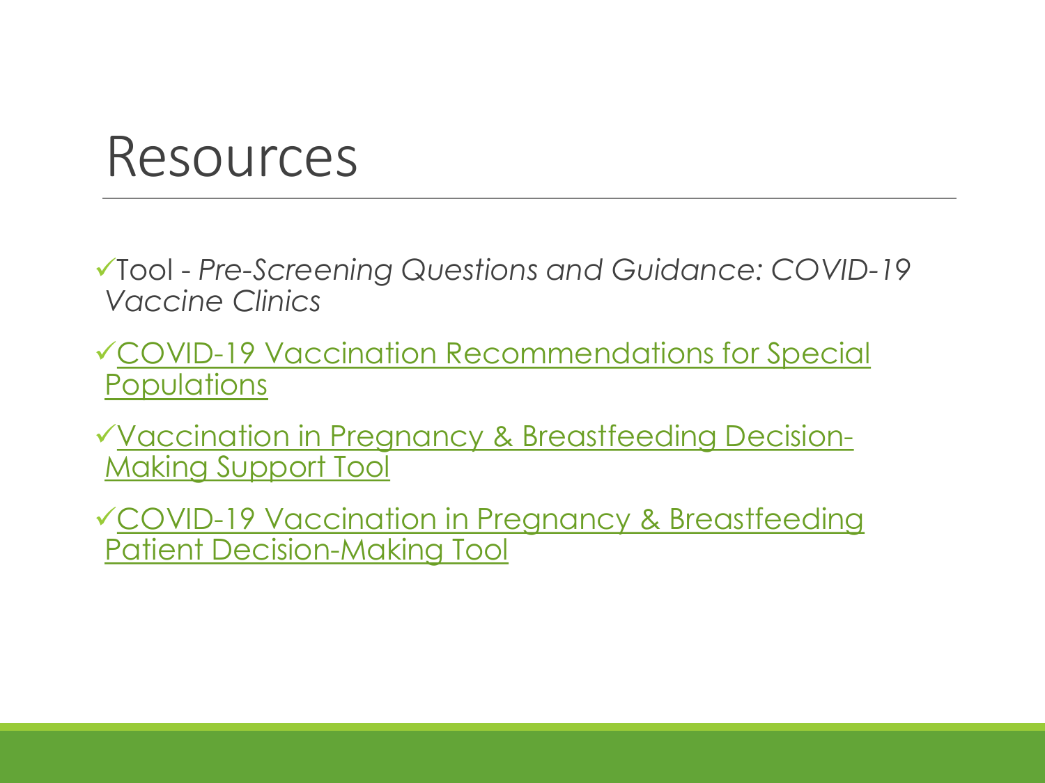# Resources

- ✓Tool - *Pre-Screening Questions and Guidance: COVID-19 Vaccine Clinics*
- ✓COVID-19 Vaccination Recommendations for Special Populations
- ✓Vaccination in Pregnancy & Breastfeeding Decision-Making Support Tool
- ✓COVID-19 Vaccination in Pregnancy & Breastfeeding Patient Decision-Making Tool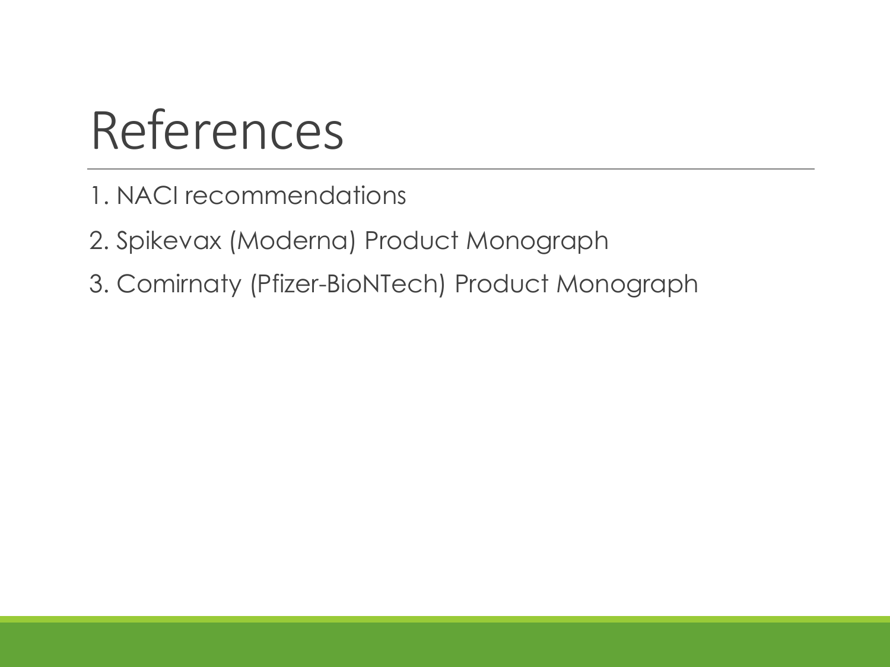# References

1. NACI recommendations
2. Spikevax (Moderna) Product Monograph
3. Comirnaty (Pfizer-BioNTech) Product Monograph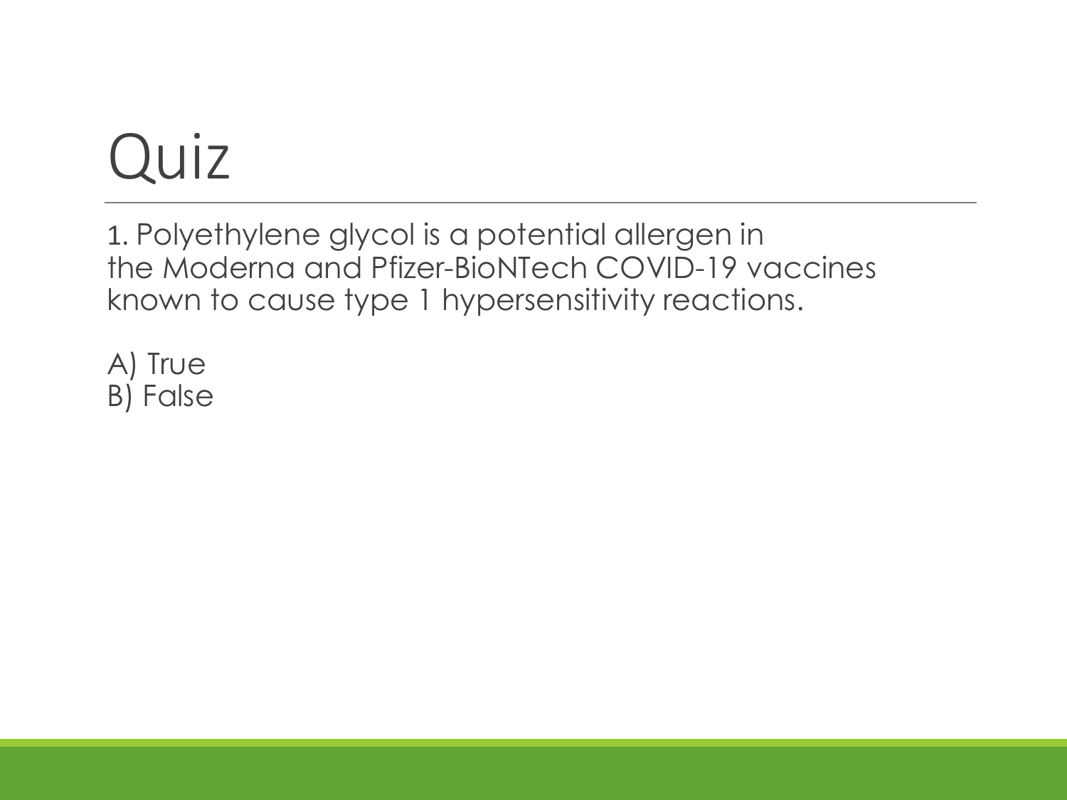# Quiz

1. Polyethylene glycol is a potential allergen in the Moderna and Pfizer-BioNTech COVID-19 vaccines known to cause type 1 hypersensitivity reactions.

A) True
B) False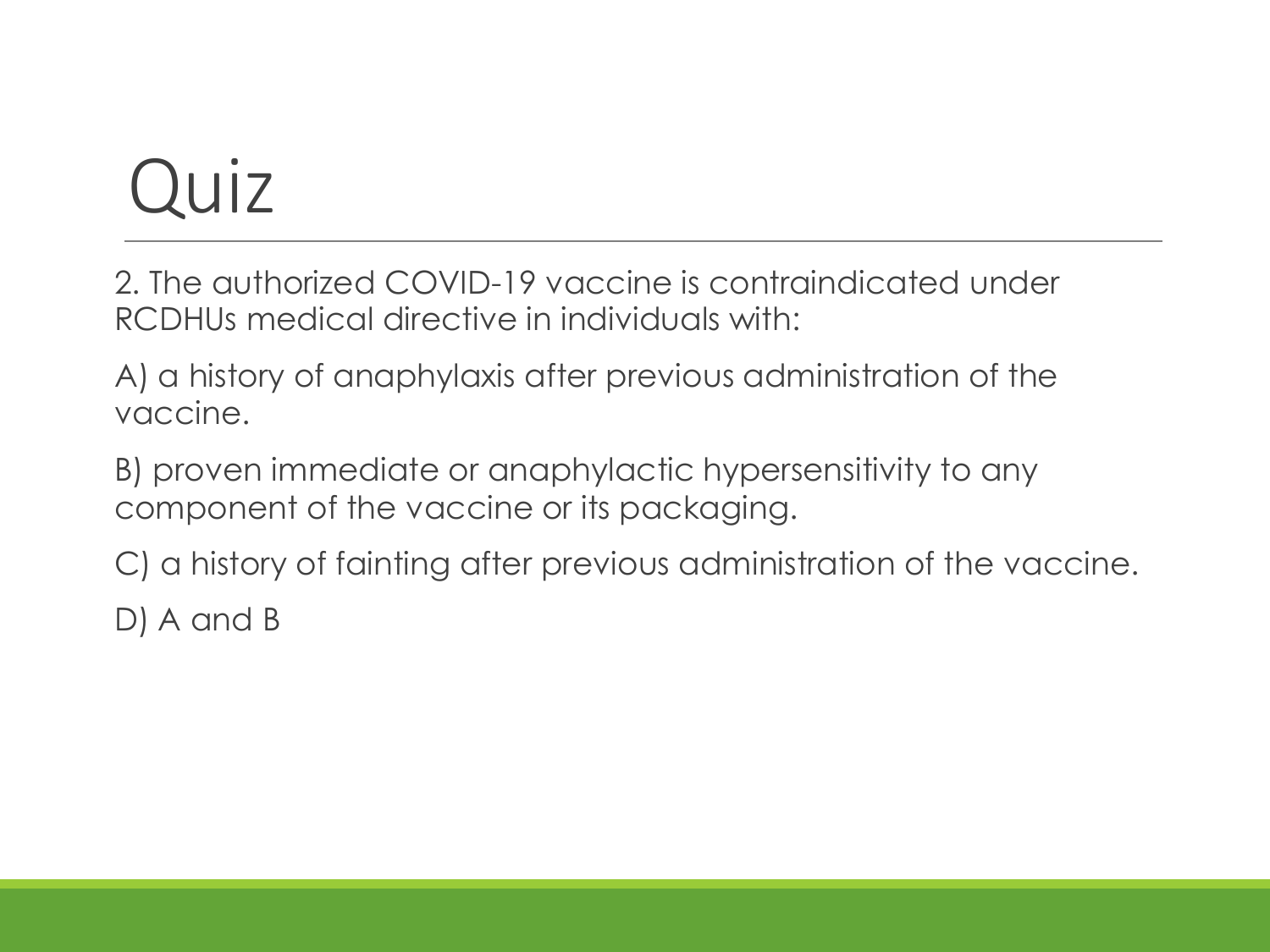# Quiz

2. The authorized COVID-19 vaccine is contraindicated under RCDHUs medical directive in individuals with:

A) a history of anaphylaxis after previous administration of the vaccine.

B) proven immediate or anaphylactic hypersensitivity to any component of the vaccine or its packaging.

C) a history of fainting after previous administration of the vaccine.

D) A and B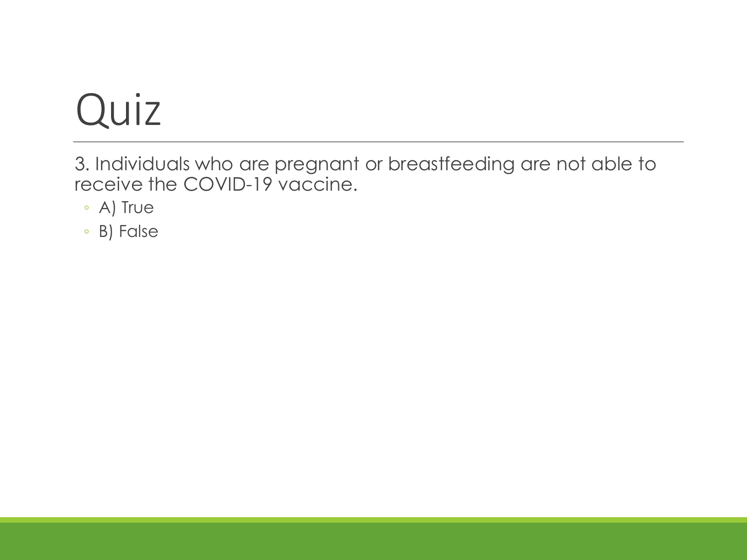# Quiz

3. Individuals who are pregnant or breastfeeding are not able to receive the COVID-19 vaccine.

- A) True
- B) False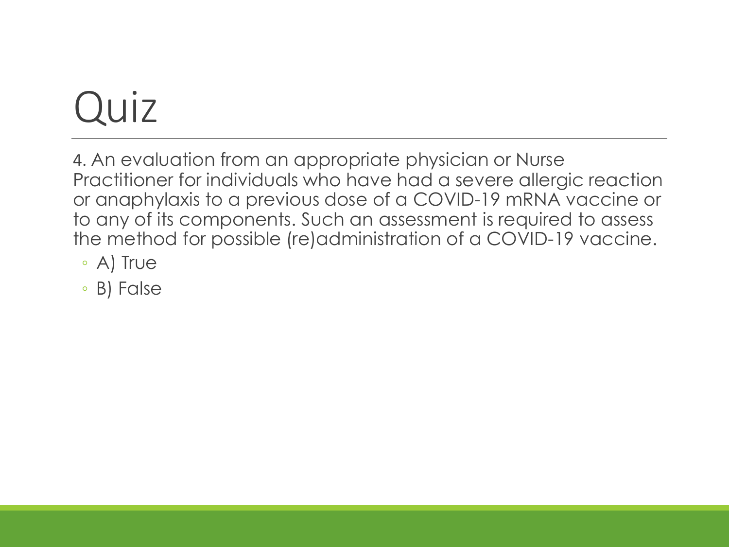# Quiz

4. An evaluation from an appropriate physician or Nurse Practitioner for individuals who have had a severe allergic reaction or anaphylaxis to a previous dose of a COVID-19 mRNA vaccine or to any of its components. Such an assessment is required to assess the method for possible (re)administration of a COVID-19 vaccine.

- A) True
- B) False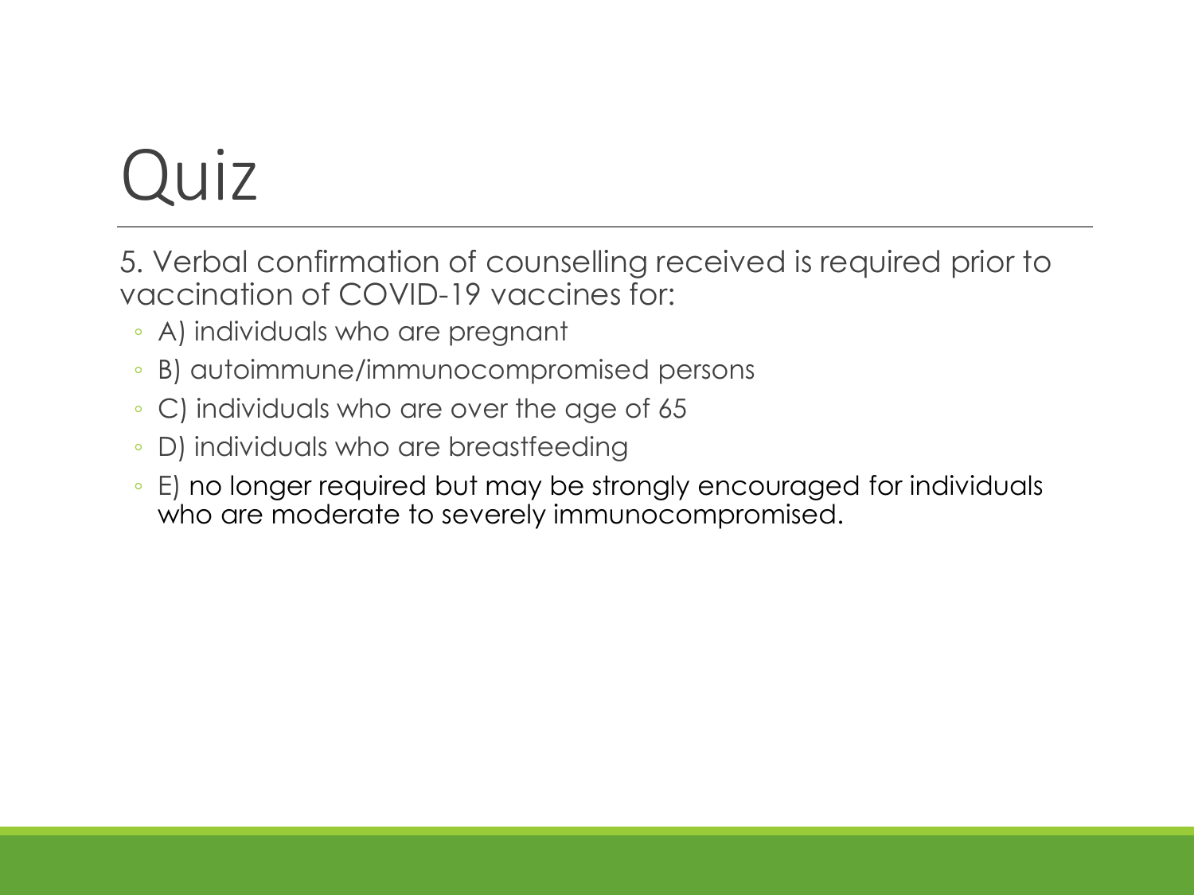# Quiz

5. Verbal confirmation of counselling received is required prior to vaccination of COVID-19 vaccines for:

- A) individuals who are pregnant
- B) autoimmune/immunocompromised persons
- C) individuals who are over the age of 65
- D) individuals who are breastfeeding
- E) no longer required but may be strongly encouraged for individuals who are moderate to severely immunocompromised.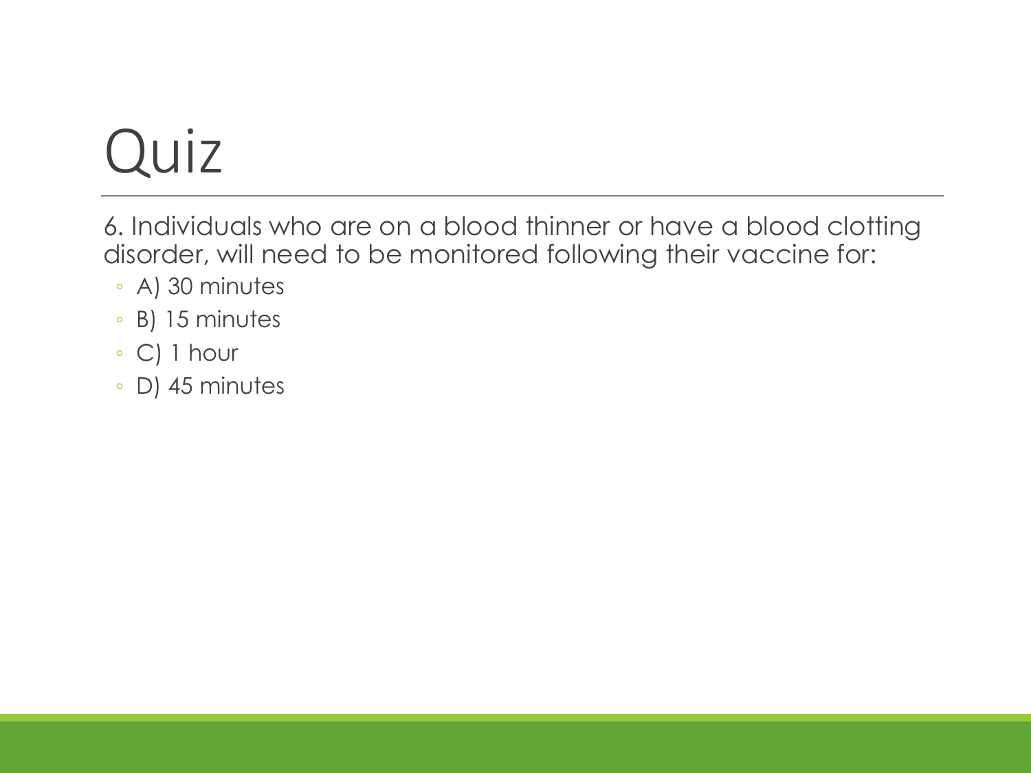# Quiz

6. Individuals who are on a blood thinner or have a blood clotting disorder, will need to be monitored following their vaccine for:

- A) 30 minutes
- B) 15 minutes
- C) 1 hour
- D) 45 minutes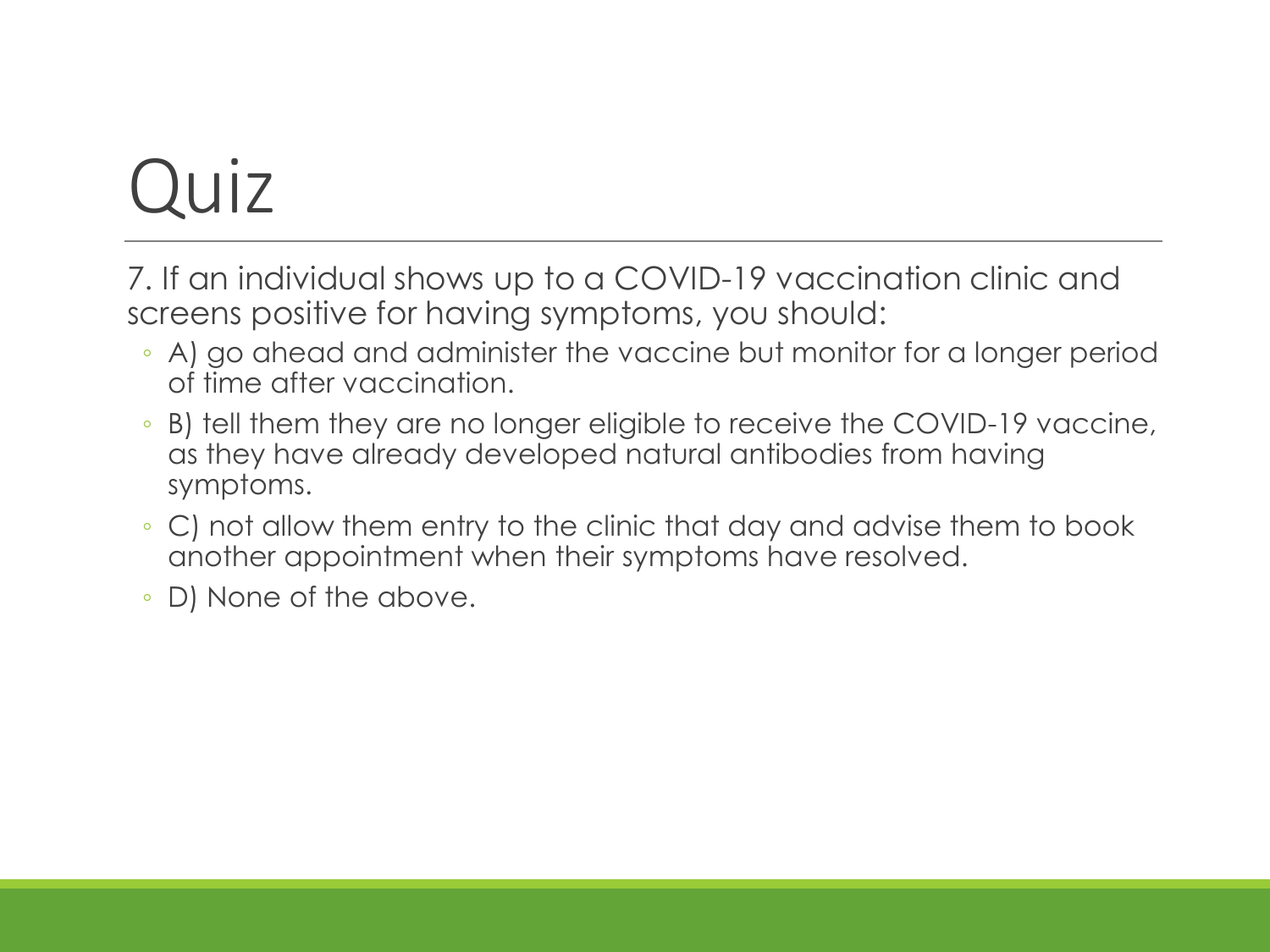# Quiz

7. If an individual shows up to a COVID-19 vaccination clinic and screens positive for having symptoms, you should:

- A) go ahead and administer the vaccine but monitor for a longer period of time after vaccination.
- B) tell them they are no longer eligible to receive the COVID-19 vaccine, as they have already developed natural antibodies from having symptoms.
- C) not allow them entry to the clinic that day and advise them to book another appointment when their symptoms have resolved.
- D) None of the above.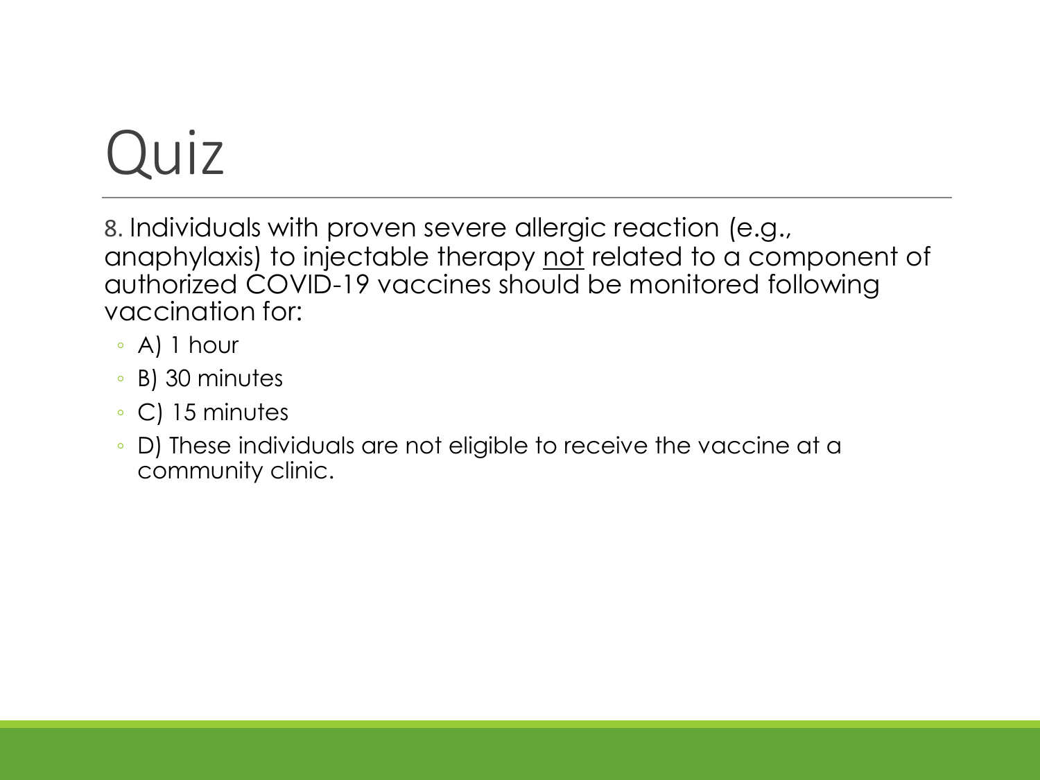# Quiz

8. Individuals with proven severe allergic reaction (e.g., anaphylaxis) to injectable therapy <u>not</u> related to a component of authorized COVID-19 vaccines should be monitored following vaccination for:

- A) 1 hour
- B) 30 minutes
- C) 15 minutes
- D) These individuals are not eligible to receive the vaccine at a community clinic.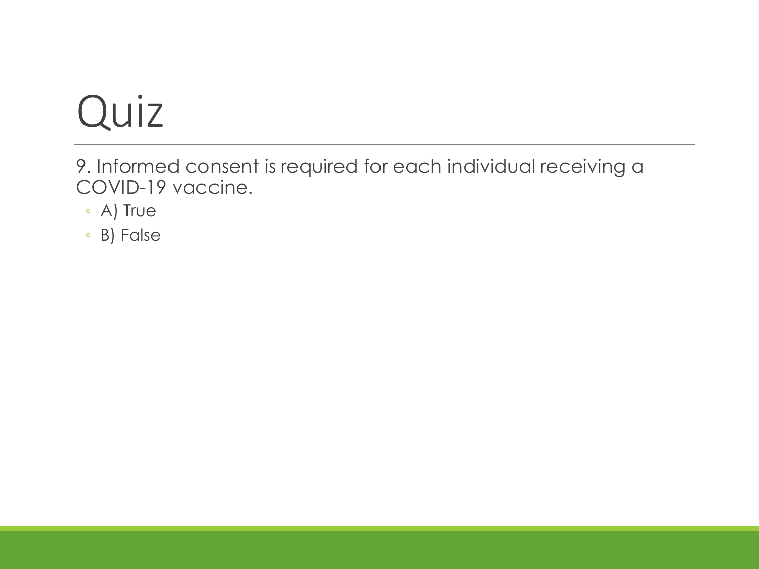# Quiz

9. Informed consent is required for each individual receiving a COVID-19 vaccine.

- A) True
- B) False